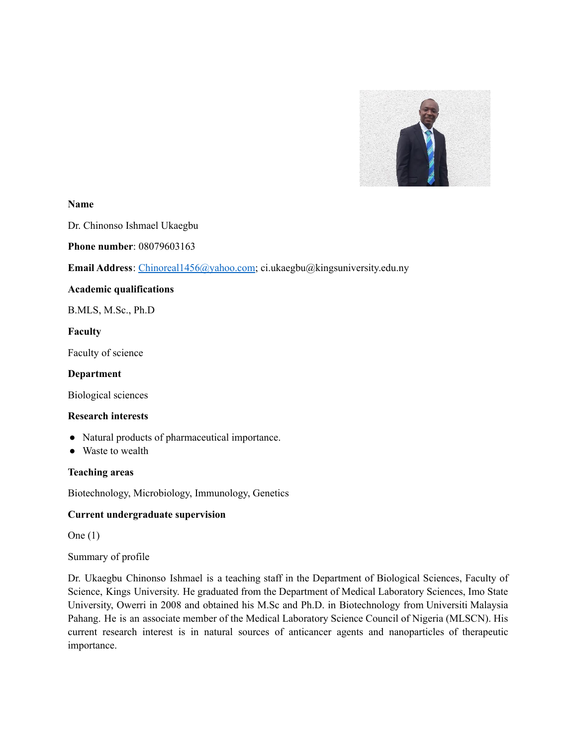**Name**

Dr. Chinonso Ishmael Ukaegbu

**Phone number**: 08079603163

**Email Address**: Chinoreal1456@yahoo.com; ci.ukaegbu@kingsuniversity.edu.ny

**Academic qualifications**

B.MLS, M.Sc., Ph.D

**Faculty**

Faculty of science

**Department**

Biological sciences

**Research interests**

- Natural products of pharmaceutical importance.
- Waste to wealth

**Teaching areas**

Biotechnology, Microbiology, Immunology, Genetics

**Current undergraduate supervision**

One (1)

Summary of profile

Dr. Ukaegbu Chinonso Ishmael is a teaching staff in the Department of Biological Sciences, Faculty of Science, Kings University. He graduated from the Department of Medical Laboratory Sciences, Imo State University, Owerri in 2008 and obtained his M.Sc and Ph.D. in Biotechnology from Universiti Malaysia Pahang. He is an associate member of the Medical Laboratory Science Council of Nigeria (MLSCN). His current research interest is in natural sources of anticancer agents and nanoparticles of therapeutic importance.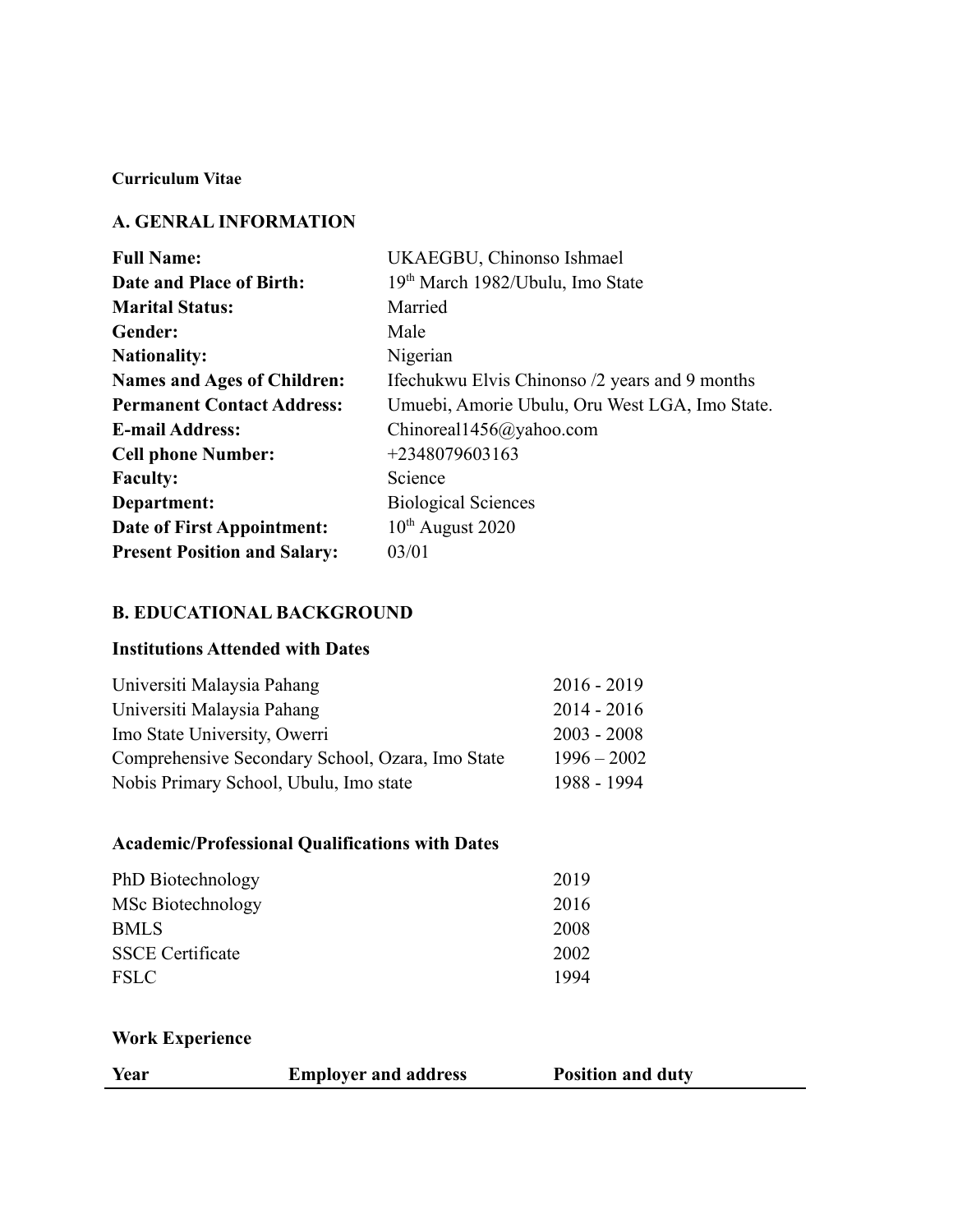**Curriculum Vitae**

## A. GENRAL INFORMATION

| | |
|---|---|
| **Full Name:** | UKAEGBU, Chinonso Ishmael |
| **Date and Place of Birth:** | 19th March 1982/Ubulu, Imo State |
| **Marital Status:** | Married |
| **Gender:** | Male |
| **Nationality:** | Nigerian |
| **Names and Ages of Children:** | Ifechukwu Elvis Chinonso /2 years and 9 months |
| **Permanent Contact Address:** | Umuebi, Amorie Ubulu, Oru West LGA, Imo State. |
| **E-mail Address:** | Chinoreal1456@yahoo.com |
| **Cell phone Number:** | +2348079603163 |
| **Faculty:** | Science |
| **Department:** | Biological Sciences |
| **Date of First Appointment:** | 10th August 2020 |
| **Present Position and Salary:** | 03/01 |

## B. EDUCATIONAL BACKGROUND

### Institutions Attended with Dates

| | |
|---|---|
| Universiti Malaysia Pahang | 2016 - 2019 |
| Universiti Malaysia Pahang | 2014 - 2016 |
| Imo State University, Owerri | 2003 - 2008 |
| Comprehensive Secondary School, Ozara, Imo State | 1996 – 2002 |
| Nobis Primary School, Ubulu, Imo state | 1988 - 1994 |

### Academic/Professional Qualifications with Dates

| | |
|---|---|
| PhD Biotechnology | 2019 |
| MSc Biotechnology | 2016 |
| BMLS | 2008 |
| SSCE Certificate | 2002 |
| FSLC | 1994 |

### Work Experience

| Year | Employer and address | Position and duty |
|---|---|---|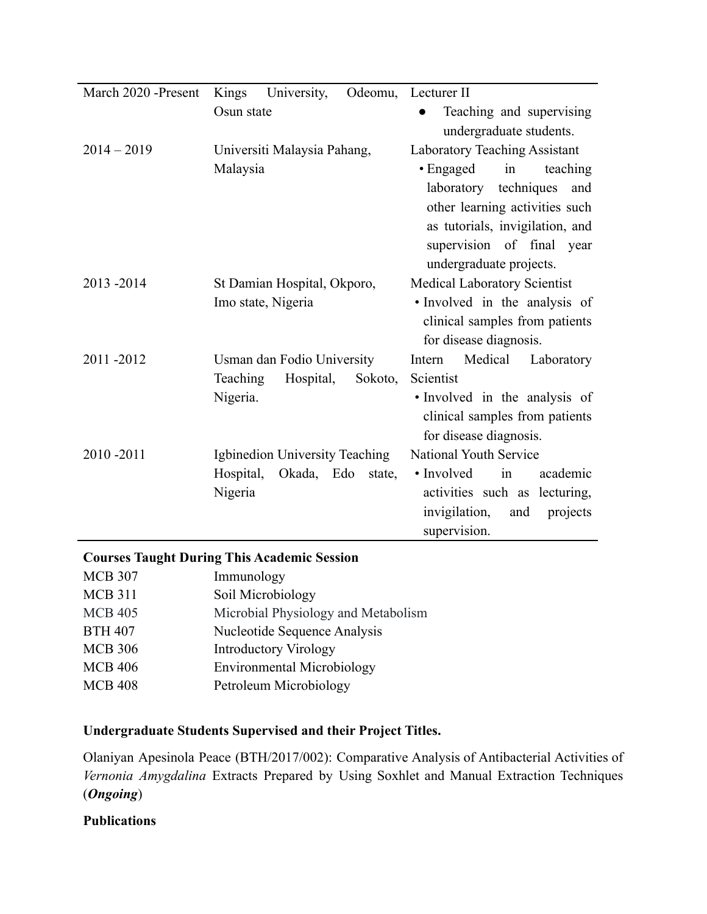| | | |
|---|---|---|
| March 2020 -Present | Kings University, Odeomu, Osun state | Lecturer II<br>● Teaching and supervising undergraduate students. |
| 2014 – 2019 | Universiti Malaysia Pahang, Malaysia | Laboratory Teaching Assistant<br>• Engaged in teaching laboratory techniques and other learning activities such as tutorials, invigilation, and supervision of final year undergraduate projects. |
| 2013 -2014 | St Damian Hospital, Okporo, Imo state, Nigeria | Medical Laboratory Scientist<br>• Involved in the analysis of clinical samples from patients for disease diagnosis. |
| 2011 -2012 | Usman dan Fodio University Teaching Hospital, Sokoto, Nigeria. | Intern Medical Laboratory Scientist<br>• Involved in the analysis of clinical samples from patients for disease diagnosis. |
| 2010 -2011 | Igbinedion University Teaching Hospital, Okada, Edo state, Nigeria | National Youth Service<br>• Involved in academic activities such as lecturing, invigilation, and projects supervision. |

**Courses Taught During This Academic Session**

| | |
|---|---|
| MCB 307 | Immunology |
| MCB 311 | Soil Microbiology |
| MCB 405 | Microbial Physiology and Metabolism |
| BTH 407 | Nucleotide Sequence Analysis |
| MCB 306 | Introductory Virology |
| MCB 406 | Environmental Microbiology |
| MCB 408 | Petroleum Microbiology |

**Undergraduate Students Supervised and their Project Titles.**

Olaniyan Apesinola Peace (BTH/2017/002): Comparative Analysis of Antibacterial Activities of *Vernonia Amygdalina* Extracts Prepared by Using Soxhlet and Manual Extraction Techniques (***Ongoing***)

**Publications**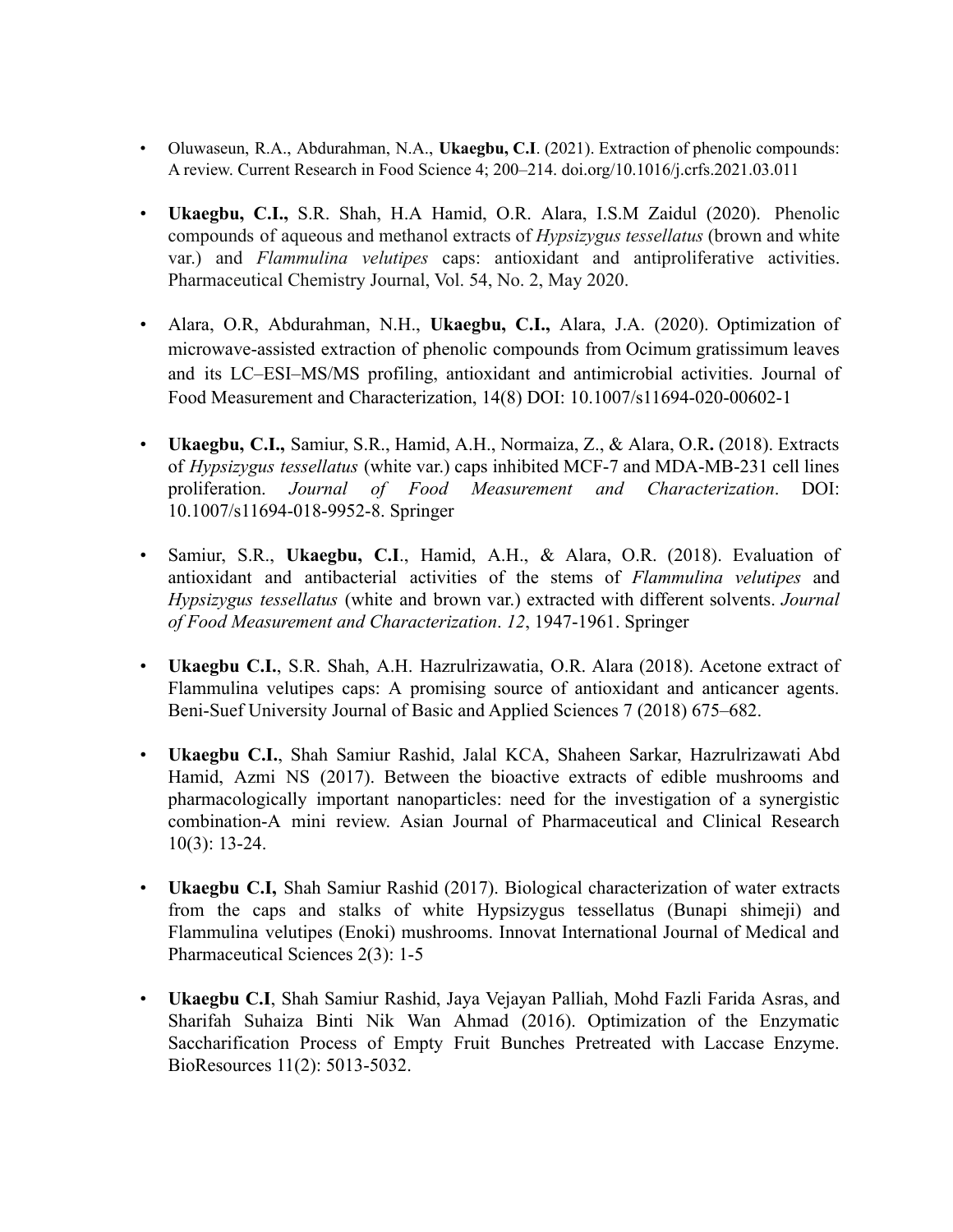- Oluwaseun, R.A., Abdurahman, N.A., **Ukaegbu, C.I**. (2021). Extraction of phenolic compounds: A review. Current Research in Food Science 4; 200–214. doi.org/10.1016/j.crfs.2021.03.011

- **Ukaegbu, C.I.,** S.R. Shah, H.A Hamid, O.R. Alara, I.S.M Zaidul (2020). Phenolic compounds of aqueous and methanol extracts of *Hypsizygus tessellatus* (brown and white var.) and *Flammulina velutipes* caps: antioxidant and antiproliferative activities. Pharmaceutical Chemistry Journal, Vol. 54, No. 2, May 2020.

- Alara, O.R, Abdurahman, N.H., **Ukaegbu, C.I.,** Alara, J.A. (2020). Optimization of microwave-assisted extraction of phenolic compounds from Ocimum gratissimum leaves and its LC–ESI–MS/MS profiling, antioxidant and antimicrobial activities. Journal of Food Measurement and Characterization, 14(8) DOI: 10.1007/s11694-020-00602-1

- **Ukaegbu, C.I.,** Samiur, S.R., Hamid, A.H., Normaiza, Z., & Alara, O.R**.** (2018). Extracts of *Hypsizygus tessellatus* (white var.) caps inhibited MCF-7 and MDA-MB-231 cell lines proliferation. *Journal of Food Measurement and Characterization*. DOI: 10.1007/s11694-018-9952-8. Springer

- Samiur, S.R., **Ukaegbu, C.I**., Hamid, A.H., & Alara, O.R. (2018). Evaluation of antioxidant and antibacterial activities of the stems of *Flammulina velutipes* and *Hypsizygus tessellatus* (white and brown var.) extracted with different solvents. *Journal of Food Measurement and Characterization*. *12*, 1947-1961. Springer

- **Ukaegbu C.I.**, S.R. Shah, A.H. Hazrulrizawatia, O.R. Alara (2018). Acetone extract of Flammulina velutipes caps: A promising source of antioxidant and anticancer agents. Beni-Suef University Journal of Basic and Applied Sciences 7 (2018) 675–682.

- **Ukaegbu C.I.**, Shah Samiur Rashid, Jalal KCA, Shaheen Sarkar, Hazrulrizawati Abd Hamid, Azmi NS (2017). Between the bioactive extracts of edible mushrooms and pharmacologically important nanoparticles: need for the investigation of a synergistic combination-A mini review. Asian Journal of Pharmaceutical and Clinical Research 10(3): 13-24.

- **Ukaegbu C.I,** Shah Samiur Rashid (2017). Biological characterization of water extracts from the caps and stalks of white Hypsizygus tessellatus (Bunapi shimeji) and Flammulina velutipes (Enoki) mushrooms. Innovat International Journal of Medical and Pharmaceutical Sciences 2(3): 1-5

- **Ukaegbu C.I**, Shah Samiur Rashid, Jaya Vejayan Palliah, Mohd Fazli Farida Asras, and Sharifah Suhaiza Binti Nik Wan Ahmad (2016). Optimization of the Enzymatic Saccharification Process of Empty Fruit Bunches Pretreated with Laccase Enzyme. BioResources 11(2): 5013-5032.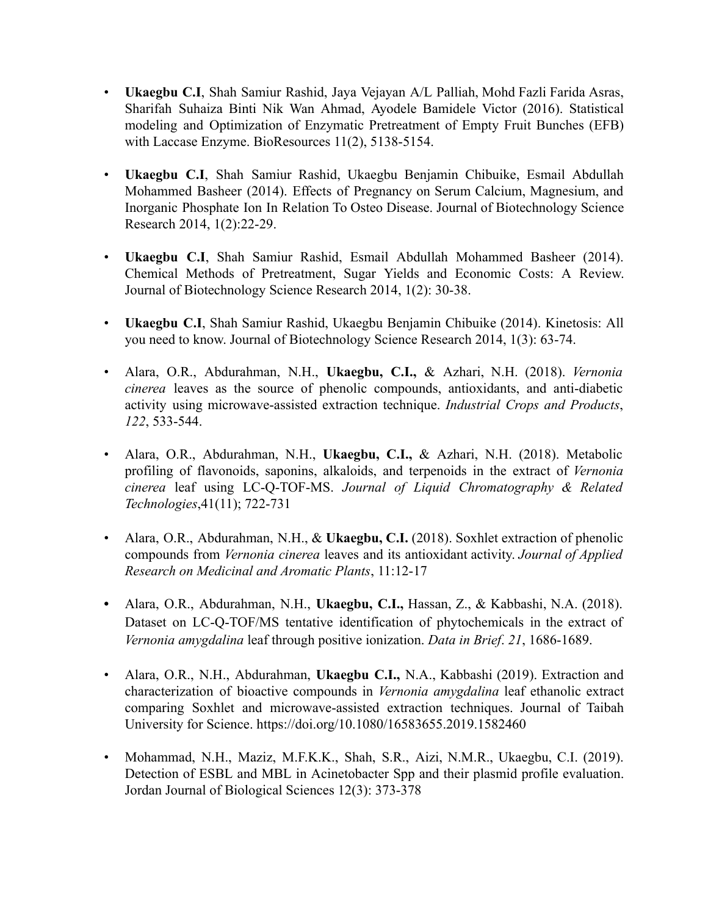- **Ukaegbu C.I**, Shah Samiur Rashid, Jaya Vejayan A/L Palliah, Mohd Fazli Farida Asras, Sharifah Suhaiza Binti Nik Wan Ahmad, Ayodele Bamidele Victor (2016). Statistical modeling and Optimization of Enzymatic Pretreatment of Empty Fruit Bunches (EFB) with Laccase Enzyme. BioResources 11(2), 5138-5154.

- **Ukaegbu C.I**, Shah Samiur Rashid, Ukaegbu Benjamin Chibuike, Esmail Abdullah Mohammed Basheer (2014). Effects of Pregnancy on Serum Calcium, Magnesium, and Inorganic Phosphate Ion In Relation To Osteo Disease. Journal of Biotechnology Science Research 2014, 1(2):22-29.

- **Ukaegbu C.I**, Shah Samiur Rashid, Esmail Abdullah Mohammed Basheer (2014). Chemical Methods of Pretreatment, Sugar Yields and Economic Costs: A Review. Journal of Biotechnology Science Research 2014, 1(2): 30-38.

- **Ukaegbu C.I**, Shah Samiur Rashid, Ukaegbu Benjamin Chibuike (2014). Kinetosis: All you need to know. Journal of Biotechnology Science Research 2014, 1(3): 63-74.

- Alara, O.R., Abdurahman, N.H., **Ukaegbu, C.I.,** & Azhari, N.H. (2018). *Vernonia cinerea* leaves as the source of phenolic compounds, antioxidants, and anti-diabetic activity using microwave-assisted extraction technique. *Industrial Crops and Products*, *122*, 533-544.

- Alara, O.R., Abdurahman, N.H., **Ukaegbu, C.I.,** & Azhari, N.H. (2018). Metabolic profiling of flavonoids, saponins, alkaloids, and terpenoids in the extract of *Vernonia cinerea* leaf using LC-Q-TOF-MS. *Journal of Liquid Chromatography & Related Technologies*,41(11); 722-731

- Alara, O.R., Abdurahman, N.H., & **Ukaegbu, C.I.** (2018). Soxhlet extraction of phenolic compounds from *Vernonia cinerea* leaves and its antioxidant activity. *Journal of Applied Research on Medicinal and Aromatic Plants*, 11:12-17

- Alara, O.R., Abdurahman, N.H., **Ukaegbu, C.I.,** Hassan, Z., & Kabbashi, N.A. (2018). Dataset on LC-Q-TOF/MS tentative identification of phytochemicals in the extract of *Vernonia amygdalina* leaf through positive ionization. *Data in Brief*. *21*, 1686-1689.

- Alara, O.R., N.H., Abdurahman, **Ukaegbu C.I.,** N.A., Kabbashi (2019). Extraction and characterization of bioactive compounds in *Vernonia amygdalina* leaf ethanolic extract comparing Soxhlet and microwave-assisted extraction techniques. Journal of Taibah University for Science. https://doi.org/10.1080/16583655.2019.1582460

- Mohammad, N.H., Maziz, M.F.K.K., Shah, S.R., Aizi, N.M.R., Ukaegbu, C.I. (2019). Detection of ESBL and MBL in Acinetobacter Spp and their plasmid profile evaluation. Jordan Journal of Biological Sciences 12(3): 373-378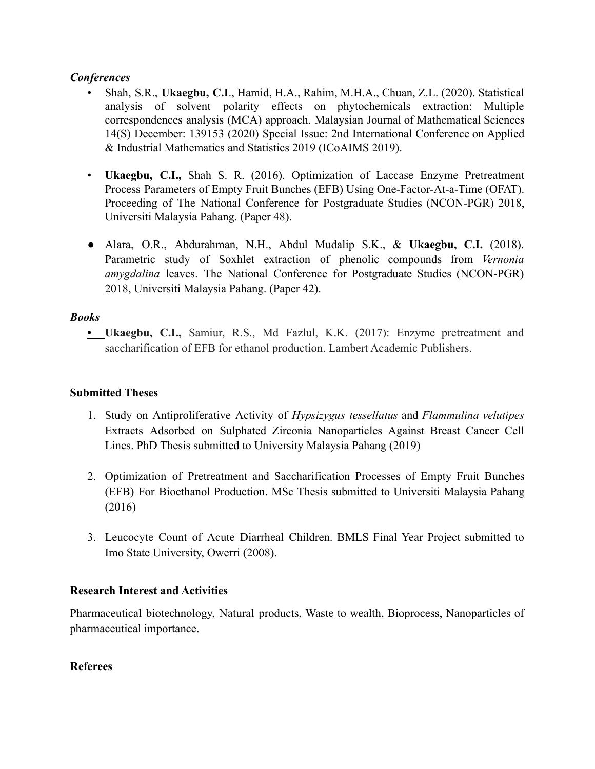### *Conferences*

- Shah, S.R., **Ukaegbu, C.I**., Hamid, H.A., Rahim, M.H.A., Chuan, Z.L. (2020). Statistical analysis of solvent polarity effects on phytochemicals extraction: Multiple correspondences analysis (MCA) approach. Malaysian Journal of Mathematical Sciences 14(S) December: 139153 (2020) Special Issue: 2nd International Conference on Applied & Industrial Mathematics and Statistics 2019 (ICoAIMS 2019).

- **Ukaegbu, C.I.,** Shah S. R. (2016). Optimization of Laccase Enzyme Pretreatment Process Parameters of Empty Fruit Bunches (EFB) Using One-Factor-At-a-Time (OFAT). Proceeding of The National Conference for Postgraduate Studies (NCON-PGR) 2018, Universiti Malaysia Pahang. (Paper 48).

- Alara, O.R., Abdurahman, N.H., Abdul Mudalip S.K., & **Ukaegbu, C.I.** (2018). Parametric study of Soxhlet extraction of phenolic compounds from *Vernonia amygdalina* leaves. The National Conference for Postgraduate Studies (NCON-PGR) 2018, Universiti Malaysia Pahang. (Paper 42).

### *Books*

- **Ukaegbu, C.I.,** Samiur, R.S., Md Fazlul, K.K. (2017): Enzyme pretreatment and saccharification of EFB for ethanol production. Lambert Academic Publishers.

## Submitted Theses

1. Study on Antiproliferative Activity of *Hypsizygus tessellatus* and *Flammulina velutipes* Extracts Adsorbed on Sulphated Zirconia Nanoparticles Against Breast Cancer Cell Lines. PhD Thesis submitted to University Malaysia Pahang (2019)

2. Optimization of Pretreatment and Saccharification Processes of Empty Fruit Bunches (EFB) For Bioethanol Production. MSc Thesis submitted to Universiti Malaysia Pahang (2016)

3. Leucocyte Count of Acute Diarrheal Children. BMLS Final Year Project submitted to Imo State University, Owerri (2008).

## Research Interest and Activities

Pharmaceutical biotechnology, Natural products, Waste to wealth, Bioprocess, Nanoparticles of pharmaceutical importance.

## Referees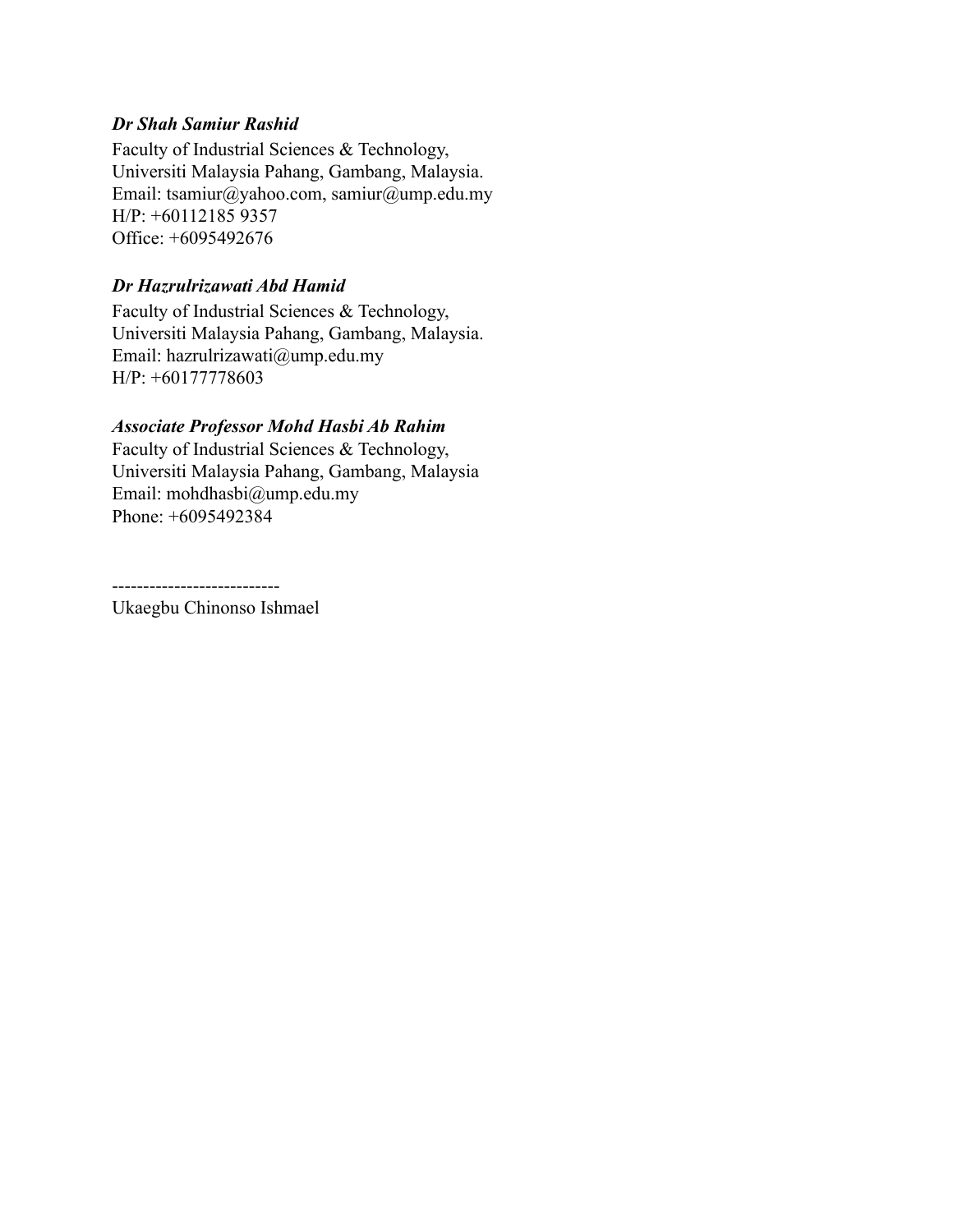***Dr Shah Samiur Rashid***

Faculty of Industrial Sciences & Technology,
Universiti Malaysia Pahang, Gambang, Malaysia.
Email: tsamiur@yahoo.com, samiur@ump.edu.my
H/P: +60112185 9357
Office: +6095492676

***Dr Hazrulrizawati Abd Hamid***

Faculty of Industrial Sciences & Technology,
Universiti Malaysia Pahang, Gambang, Malaysia.
Email: hazrulrizawati@ump.edu.my
H/P: +60177778603

***Associate Professor Mohd Hasbi Ab Rahim***

Faculty of Industrial Sciences & Technology,
Universiti Malaysia Pahang, Gambang, Malaysia
Email: mohdhasbi@ump.edu.my
Phone: +6095492384

---------------------------

Ukaegbu Chinonso Ishmael